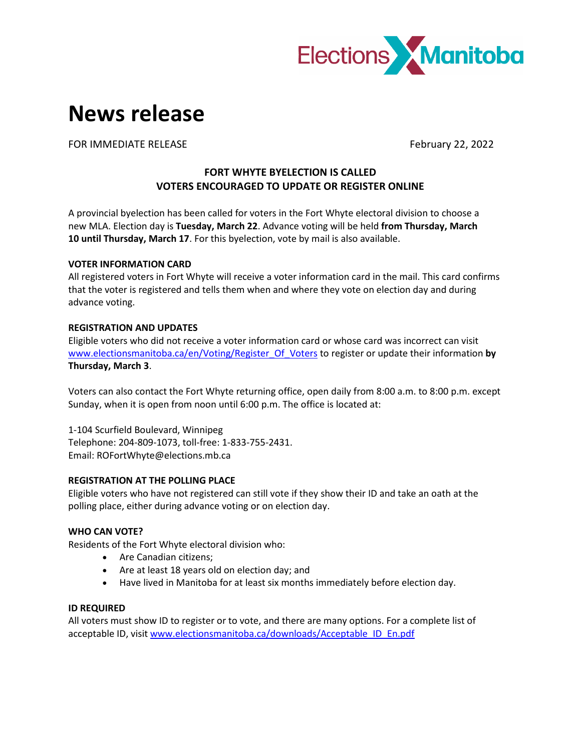Elections Manitoba

# News release

FOR IMMEDIATE RELEASE February 22, 2022

**FORT WHYTE BYELECTION IS CALLED**
**VOTERS ENCOURAGED TO UPDATE OR REGISTER ONLINE**

A provincial byelection has been called for voters in the Fort Whyte electoral division to choose a new MLA. Election day is **Tuesday, March 22**. Advance voting will be held **from Thursday, March 10 until Thursday, March 17**. For this byelection, vote by mail is also available.

**VOTER INFORMATION CARD**
All registered voters in Fort Whyte will receive a voter information card in the mail. This card confirms that the voter is registered and tells them when and where they vote on election day and during advance voting.

**REGISTRATION AND UPDATES**
Eligible voters who did not receive a voter information card or whose card was incorrect can visit www.electionsmanitoba.ca/en/Voting/Register_Of_Voters to register or update their information **by Thursday, March 3**.

Voters can also contact the Fort Whyte returning office, open daily from 8:00 a.m. to 8:00 p.m. except Sunday, when it is open from noon until 6:00 p.m. The office is located at:

1-104 Scurfield Boulevard, Winnipeg
Telephone: 204-809-1073, toll-free: 1-833-755-2431.
Email: ROFortWhyte@elections.mb.ca

**REGISTRATION AT THE POLLING PLACE**
Eligible voters who have not registered can still vote if they show their ID and take an oath at the polling place, either during advance voting or on election day.

**WHO CAN VOTE?**
Residents of the Fort Whyte electoral division who:

- Are Canadian citizens;
- Are at least 18 years old on election day; and
- Have lived in Manitoba for at least six months immediately before election day.

**ID REQUIRED**
All voters must show ID to register or to vote, and there are many options. For a complete list of acceptable ID, visit www.electionsmanitoba.ca/downloads/Acceptable_ID_En.pdf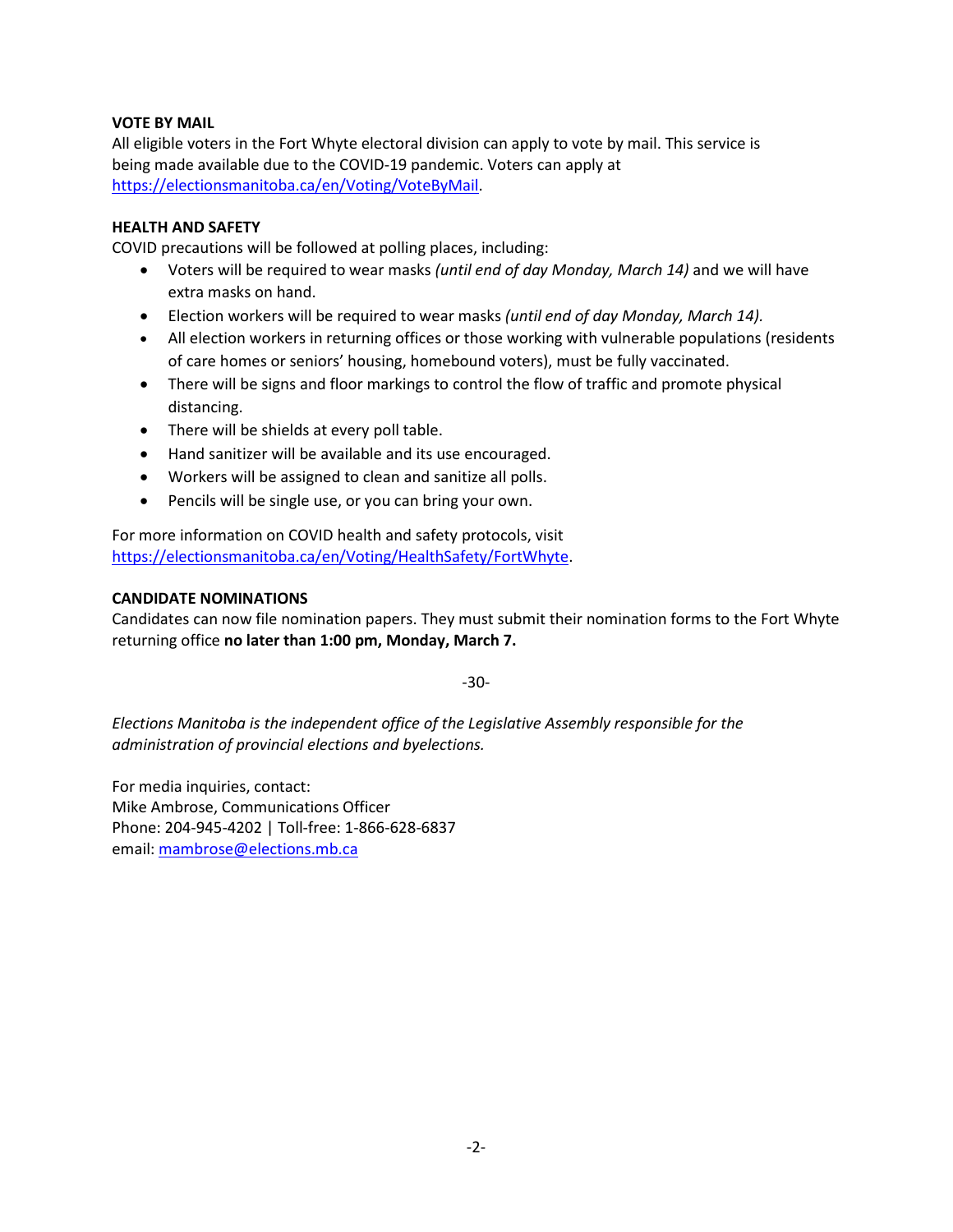**VOTE BY MAIL**

All eligible voters in the Fort Whyte electoral division can apply to vote by mail. This service is being made available due to the COVID-19 pandemic. Voters can apply at https://electionsmanitoba.ca/en/Voting/VoteByMail.

**HEALTH AND SAFETY**

COVID precautions will be followed at polling places, including:

- Voters will be required to wear masks *(until end of day Monday, March 14)* and we will have extra masks on hand.
- Election workers will be required to wear masks *(until end of day Monday, March 14).*
- All election workers in returning offices or those working with vulnerable populations (residents of care homes or seniors' housing, homebound voters), must be fully vaccinated.
- There will be signs and floor markings to control the flow of traffic and promote physical distancing.
- There will be shields at every poll table.
- Hand sanitizer will be available and its use encouraged.
- Workers will be assigned to clean and sanitize all polls.
- Pencils will be single use, or you can bring your own.

For more information on COVID health and safety protocols, visit https://electionsmanitoba.ca/en/Voting/HealthSafety/FortWhyte.

**CANDIDATE NOMINATIONS**

Candidates can now file nomination papers. They must submit their nomination forms to the Fort Whyte returning office **no later than 1:00 pm, Monday, March 7.**

-30-

*Elections Manitoba is the independent office of the Legislative Assembly responsible for the administration of provincial elections and byelections.*

For media inquiries, contact:
Mike Ambrose, Communications Officer
Phone: 204-945-4202 | Toll-free: 1-866-628-6837
email: mambrose@elections.mb.ca